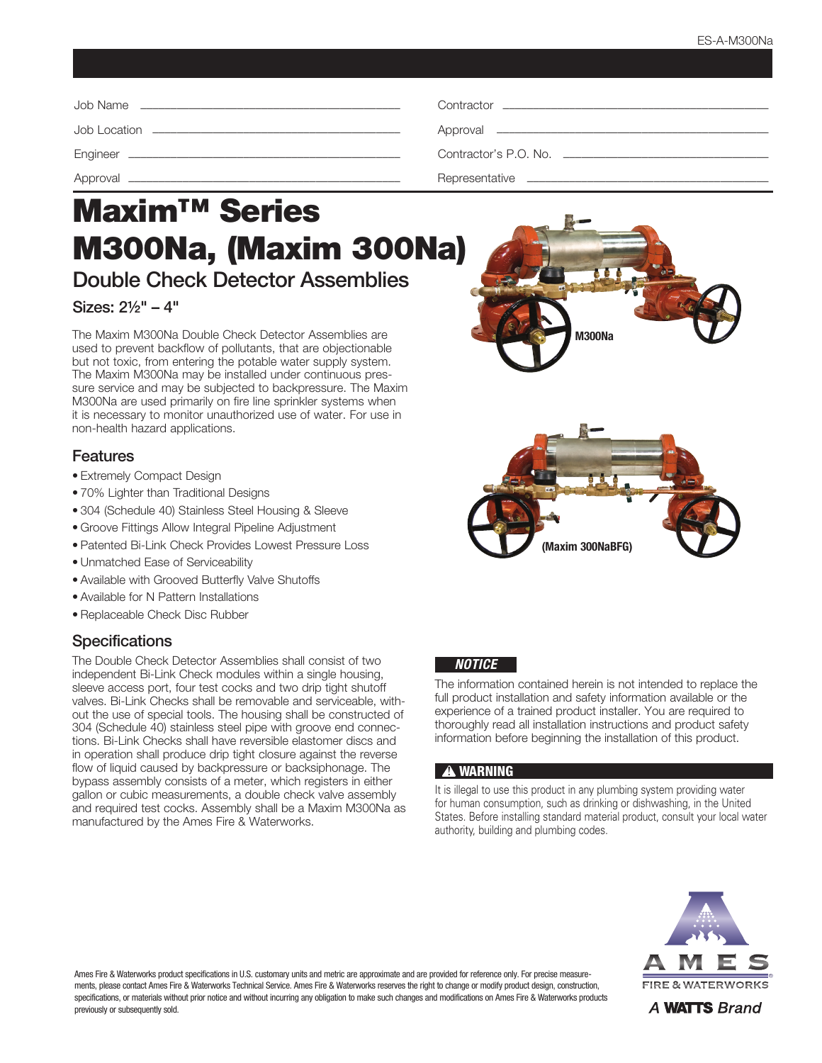ES-A-M300Na

| Job Name | | Contractor | |
|---|---|---|---|
| Job Location | | Approval | |
| Engineer | | Contractor's P.O. No. | |
| Approval | | Representative | |

# Maxim™ Series M300Na, (Maxim 300Na)

## Double Check Detector Assemblies

### Sizes: 2½" – 4"

The Maxim M300Na Double Check Detector Assemblies are used to prevent backflow of pollutants, that are objectionable but not toxic, from entering the potable water supply system. The Maxim M300Na may be installed under continuous pressure service and may be subjected to backpressure. The Maxim M300Na are used primarily on fire line sprinkler systems when it is necessary to monitor unauthorized use of water. For use in non-health hazard applications.

M300Na

(Maxim 300NaBFG)

### Features

- Extremely Compact Design
- 70% Lighter than Traditional Designs
- 304 (Schedule 40) Stainless Steel Housing & Sleeve
- Groove Fittings Allow Integral Pipeline Adjustment
- Patented Bi-Link Check Provides Lowest Pressure Loss
- Unmatched Ease of Serviceability
- Available with Grooved Butterfly Valve Shutoffs
- Available for N Pattern Installations
- Replaceable Check Disc Rubber

### Specifications

The Double Check Detector Assemblies shall consist of two independent Bi-Link Check modules within a single housing, sleeve access port, four test cocks and two drip tight shutoff valves. Bi-Link Checks shall be removable and serviceable, without the use of special tools. The housing shall be constructed of 304 (Schedule 40) stainless steel pipe with groove end connections. Bi-Link Checks shall have reversible elastomer discs and in operation shall produce drip tight closure against the reverse flow of liquid caused by backpressure or backsiphonage. The bypass assembly consists of a meter, which registers in either gallon or cubic measurements, a double check valve assembly and required test cocks. Assembly shall be a Maxim M300Na as manufactured by the Ames Fire & Waterworks.

**NOTICE**

The information contained herein is not intended to replace the full product installation and safety information available or the experience of a trained product installer. You are required to thoroughly read all installation instructions and product safety information before beginning the installation of this product.

**⚠ WARNING**

It is illegal to use this product in any plumbing system providing water for human consumption, such as drinking or dishwashing, in the United States. Before installing standard material product, consult your local water authority, building and plumbing codes.

Ames Fire & Waterworks product specifications in U.S. customary units and metric are approximate and are provided for reference only. For precise measurements, please contact Ames Fire & Waterworks Technical Service. Ames Fire & Waterworks reserves the right to change or modify product design, construction, specifications, or materials without prior notice and without incurring any obligation to make such changes and modifications on Ames Fire & Waterworks products previously or subsequently sold.

AMES FIRE & WATERWORKS

A WATTS Brand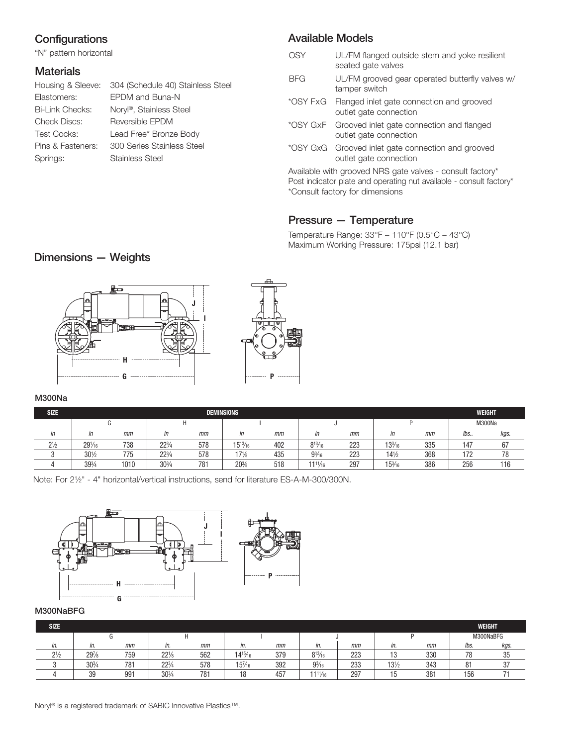## Configurations

"N" pattern horizontal

## Materials

| | |
|---|---|
| Housing & Sleeve: | 304 (Schedule 40) Stainless Steel |
| Elastomers: | EPDM and Buna-N |
| Bi-Link Checks: | Noryl®, Stainless Steel |
| Check Discs: | Reversible EPDM |
| Test Cocks: | Lead Free* Bronze Body |
| Pins & Fasteners: | 300 Series Stainless Steel |
| Springs: | Stainless Steel |

## Available Models

| | |
|---|---|
| OSY | UL/FM flanged outside stem and yoke resilient seated gate valves |
| BFG | UL/FM grooved gear operated butterfly valves w/ tamper switch |
| *OSY FxG | Flanged inlet gate connection and grooved outlet gate connection |
| *OSY GxF | Grooved inlet gate connection and flanged outlet gate connection |
| *OSY GxG | Grooved inlet gate connection and grooved outlet gate connection |

Available with grooved NRS gate valves - consult factory*
Post indicator plate and operating nut available - consult factory*
*Consult factory for dimensions

## Pressure — Temperature

Temperature Range: 33°F – 110°F (0.5°C – 43°C)
Maximum Working Pressure: 175psi (12.1 bar)

## Dimensions — Weights

### M300Na

| SIZE | DEMINSIONS | | | | | | | | | | WEIGHT | |
|---|---|---|---|---|---|---|---|---|---|---|---|---|
| | G | | H | | I | | J | | P | | M300Na | |
| *in* | *in* | *mm* | *in* | *mm* | *in* | *mm* | *in* | *mm* | *in* | *mm* | *lbs..* | *kgs.* |
| 2½ | 29¹⁄₁₆ | 738 | 22¾ | 578 | 15¹³⁄₁₆ | 402 | 8¹³⁄₁₆ | 223 | 13³⁄₁₆ | 335 | 147 | 67 |
| 3 | 30½ | 775 | 22¾ | 578 | 17⅛ | 435 | 9³⁄₁₆ | 223 | 14½ | 368 | 172 | 78 |
| 4 | 39¾ | 1010 | 30¾ | 781 | 20⅝ | 518 | 11¹¹⁄₁₆ | 297 | 15³⁄₁₆ | 386 | 256 | 116 |

Note: For 2½" - 4" horizontal/vertical instructions, send for literature ES-A-M-300/300N.

### M300NaBFG

| SIZE | | | | | | | | | | | WEIGHT | |
|---|---|---|---|---|---|---|---|---|---|---|---|---|
| | G | | H | | I | | J | | P | | M300NaBFG | |
| *in.* | *in.* | *mm* | *in.* | *mm* | *in.* | *mm* | *in.* | *mm* | *in.* | *mm* | *lbs.* | *kgs.* |
| 2½ | 29⅞ | 759 | 22⅛ | 562 | 14¹⁵⁄₁₆ | 379 | 8¹³⁄₁₆ | 223 | 13 | 330 | 78 | 35 |
| 3 | 30¾ | 781 | 22¾ | 578 | 15⁷⁄₁₆ | 392 | 9³⁄₁₆ | 233 | 13½ | 343 | 81 | 37 |
| 4 | 39 | 991 | 30¾ | 781 | 18 | 457 | 11¹¹⁄₁₆ | 297 | 15 | 381 | 156 | 71 |

Noryl® is a registered trademark of SABIC Innovative Plastics™.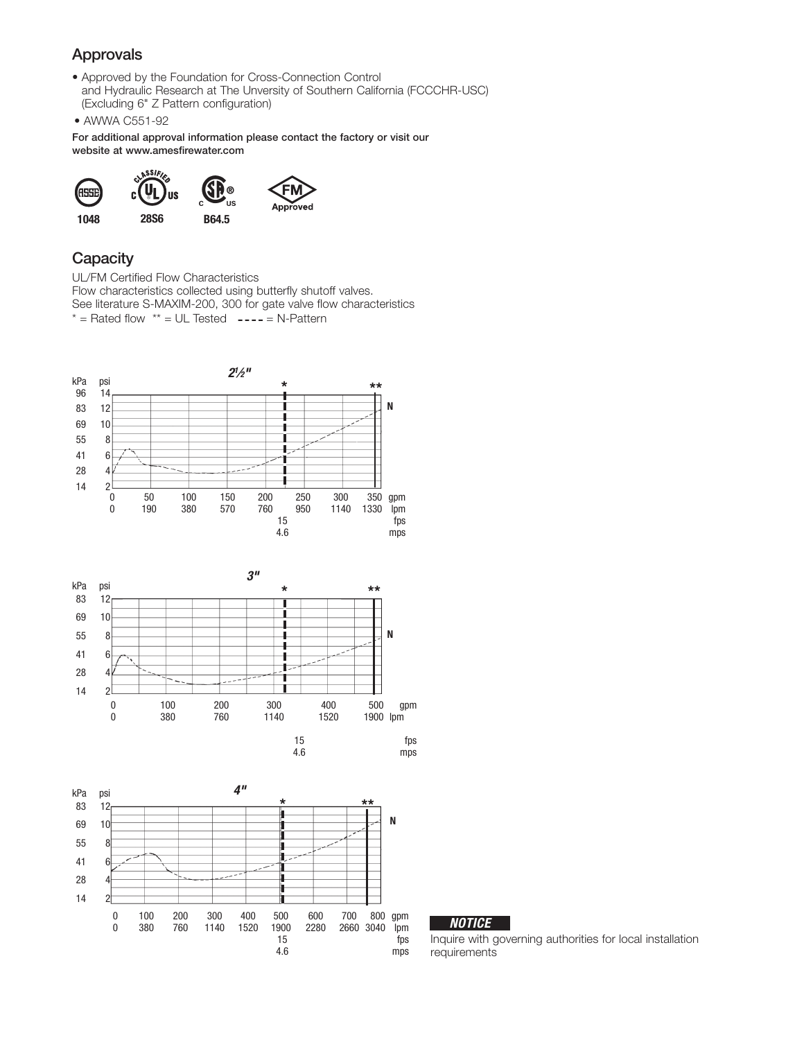## Approvals

- Approved by the Foundation for Cross-Connection Control and Hydraulic Research at The Unversity of Southern California (FCCCHR-USC) (Excluding 6" Z Pattern configuration)
- AWWA C551-92

**For additional approval information please contact the factory or visit our website at www.amesfirewater.com**

1048 28S6 B64.5

## Capacity

UL/FM Certified Flow Characteristics
Flow characteristics collected using butterfly shutoff valves.
See literature S-MAXIM-200, 300 for gate valve flow characteristics
\* = Rated flow \*\* = UL Tested ---- = N-Pattern

**NOTICE**

Inquire with governing authorities for local installation requirements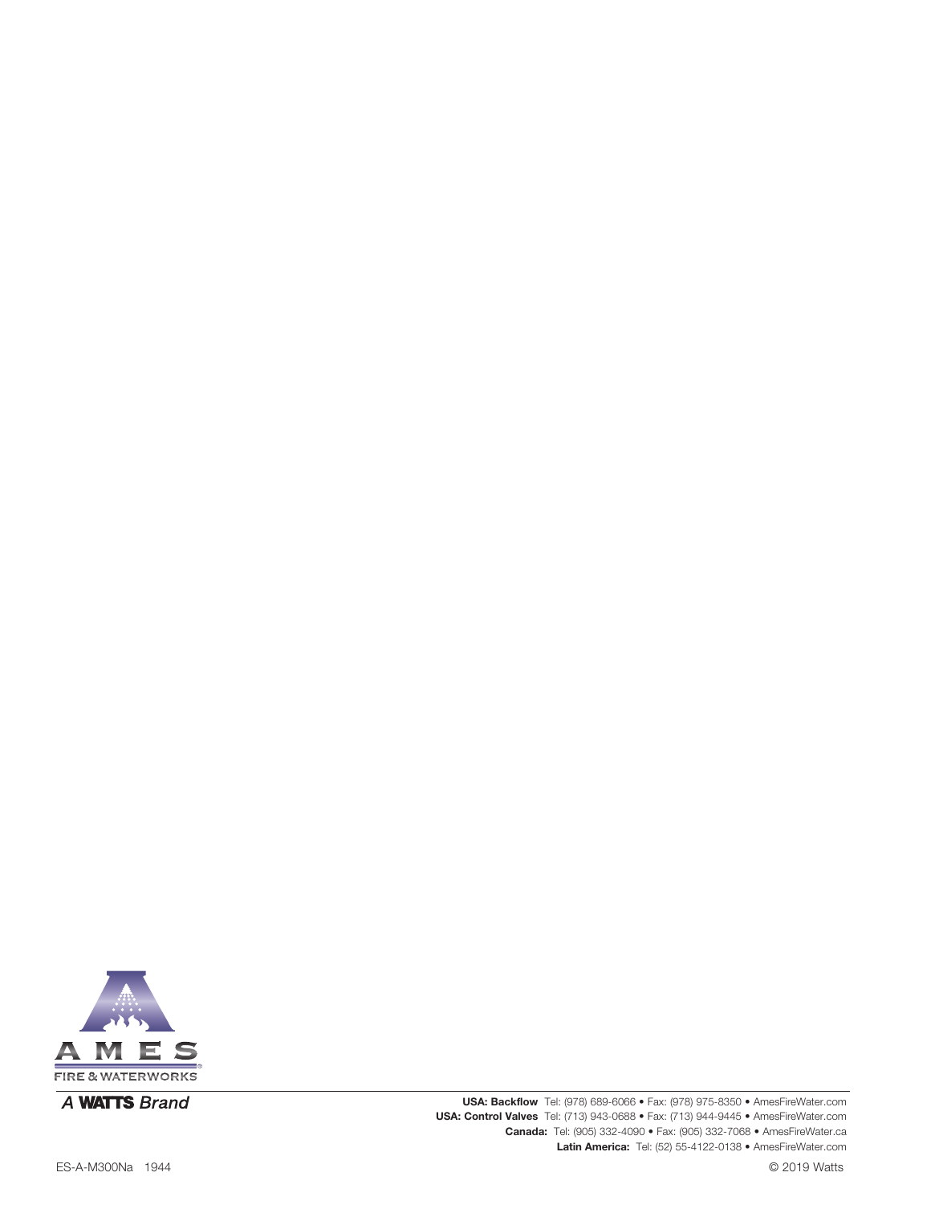AMES
FIRE & WATERWORKS

*A* **WATTS** *Brand*

**USA: Backflow** Tel: (978) 689-6066 • Fax: (978) 975-8350 • AmesFireWater.com
**USA: Control Valves** Tel: (713) 943-0688 • Fax: (713) 944-9445 • AmesFireWater.com
**Canada:** Tel: (905) 332-4090 • Fax: (905) 332-7068 • AmesFireWater.ca
**Latin America:** Tel: (52) 55-4122-0138 • AmesFireWater.com

ES-A-M300Na 1944

© 2019 Watts